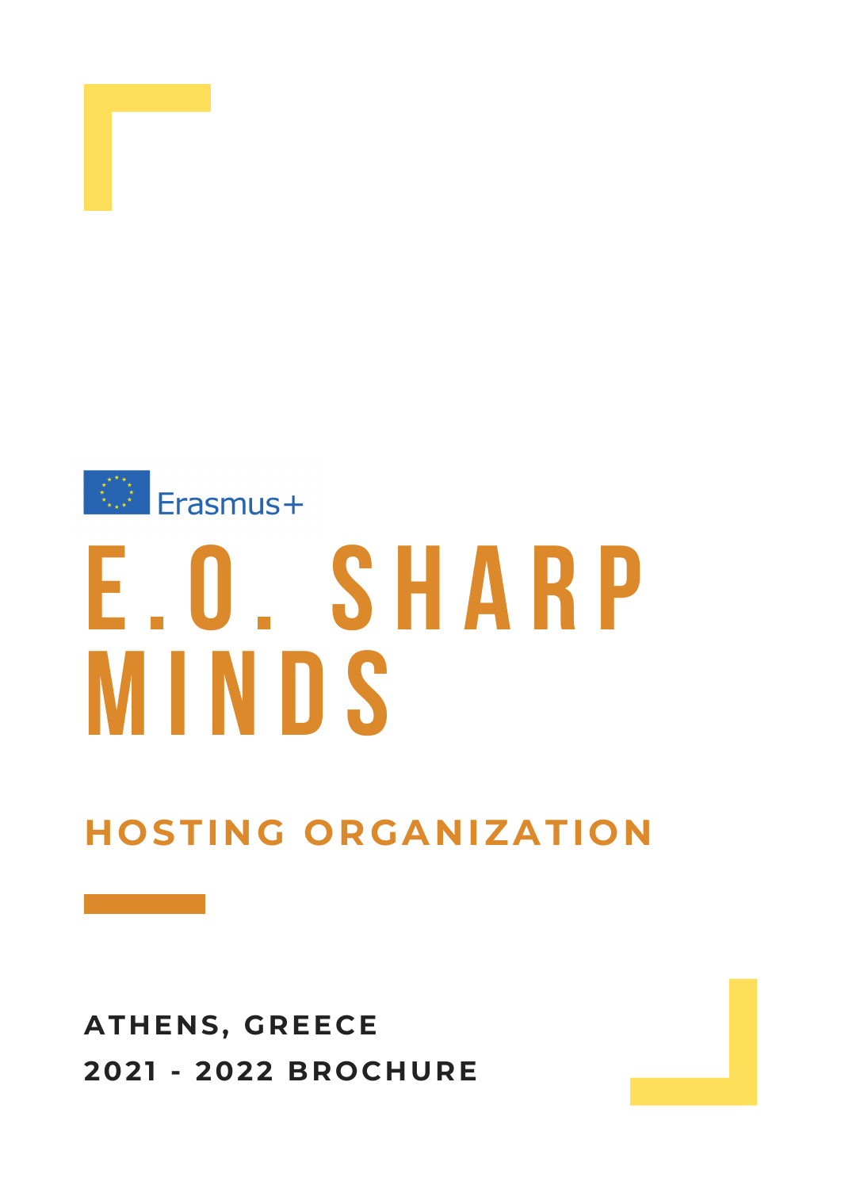Erasmus+

# E.O. SHARP MINDS

## HOSTING ORGANIZATION

**ATHENS, GREECE**

**2021 - 2022 BROCHURE**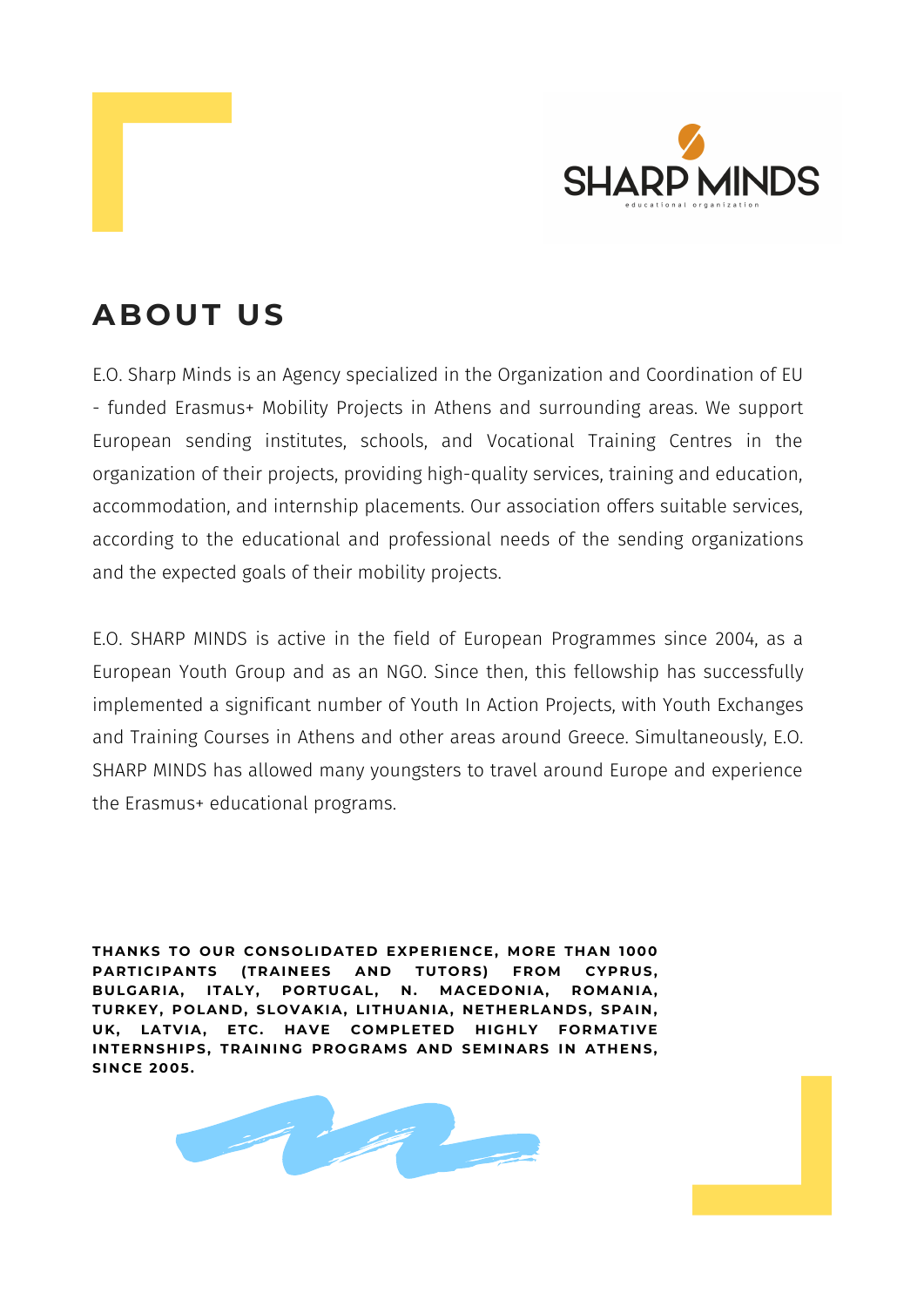## ABOUT US

E.O. Sharp Minds is an Agency specialized in the Organization and Coordination of EU - funded Erasmus+ Mobility Projects in Athens and surrounding areas. We support European sending institutes, schools, and Vocational Training Centres in the organization of their projects, providing high-quality services, training and education, accommodation, and internship placements. Our association offers suitable services, according to the educational and professional needs of the sending organizations and the expected goals of their mobility projects.

E.O. SHARP MINDS is active in the field of European Programmes since 2004, as a European Youth Group and as an NGO. Since then, this fellowship has successfully implemented a significant number of Youth In Action Projects, with Youth Exchanges and Training Courses in Athens and other areas around Greece. Simultaneously, E.O. SHARP MINDS has allowed many youngsters to travel around Europe and experience the Erasmus+ educational programs.

**THANKS TO OUR CONSOLIDATED EXPERIENCE, MORE THAN 1000 PARTICIPANTS (TRAINEES AND TUTORS) FROM CYPRUS, BULGARIA, ITALY, PORTUGAL, N. MACEDONIA, ROMANIA, TURKEY, POLAND, SLOVAKIA, LITHUANIA, NETHERLANDS, SPAIN, UK, LATVIA, ETC. HAVE COMPLETED HIGHLY FORMATIVE INTERNSHIPS, TRAINING PROGRAMS AND SEMINARS IN ATHENS, SINCE 2005.**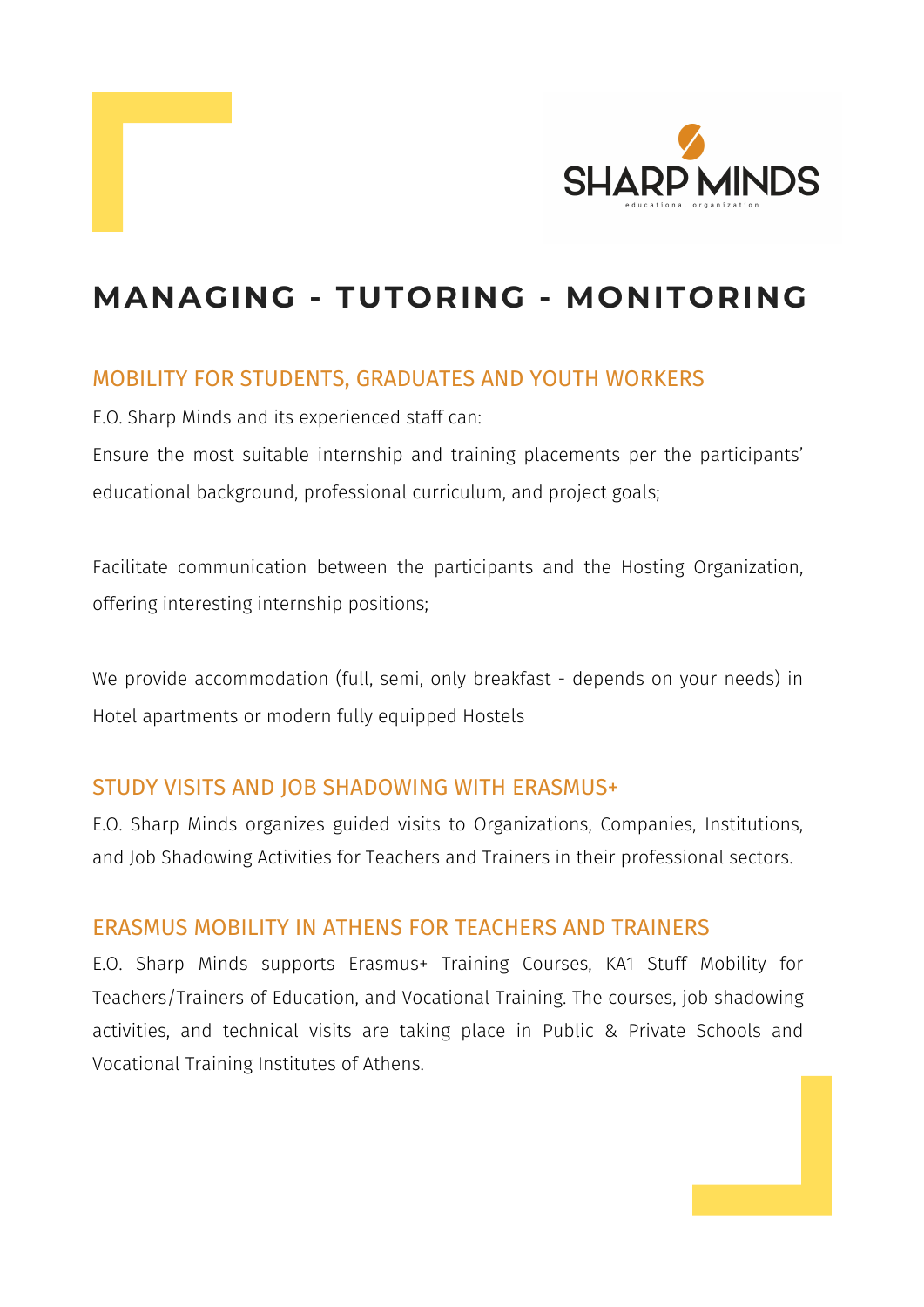# MANAGING - TUTORING - MONITORING

## MOBILITY FOR STUDENTS, GRADUATES AND YOUTH WORKERS

E.O. Sharp Minds and its experienced staff can:

Ensure the most suitable internship and training placements per the participants' educational background, professional curriculum, and project goals;

Facilitate communication between the participants and the Hosting Organization, offering interesting internship positions;

We provide accommodation (full, semi, only breakfast - depends on your needs) in Hotel apartments or modern fully equipped Hostels

## STUDY VISITS AND JOB SHADOWING WITH ERASMUS+

E.O. Sharp Minds organizes guided visits to Organizations, Companies, Institutions, and Job Shadowing Activities for Teachers and Trainers in their professional sectors.

## ERASMUS MOBILITY IN ATHENS FOR TEACHERS AND TRAINERS

E.O. Sharp Minds supports Erasmus+ Training Courses, KA1 Stuff Mobility for Teachers/Trainers of Education, and Vocational Training. The courses, job shadowing activities, and technical visits are taking place in Public & Private Schools and Vocational Training Institutes of Athens.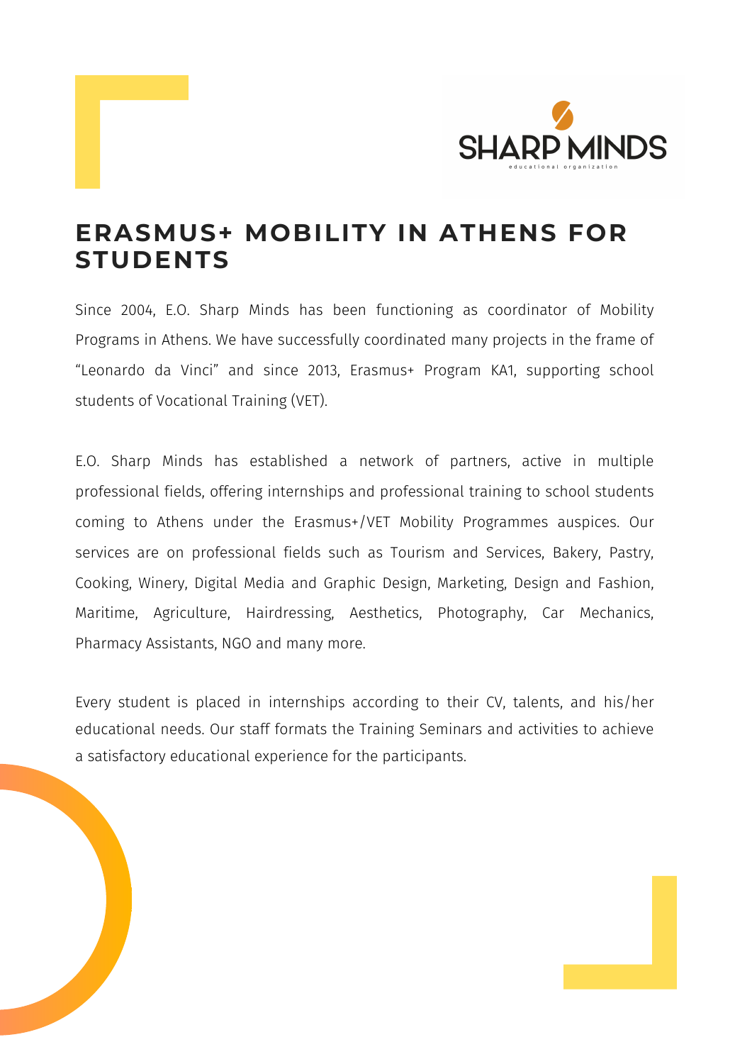# ERASMUS+ MOBILITY IN ATHENS FOR STUDENTS

Since 2004, E.O. Sharp Minds has been functioning as coordinator of Mobility Programs in Athens. We have successfully coordinated many projects in the frame of "Leonardo da Vinci" and since 2013, Erasmus+ Program KA1, supporting school students of Vocational Training (VET).

E.O. Sharp Minds has established a network of partners, active in multiple professional fields, offering internships and professional training to school students coming to Athens under the Erasmus+/VET Mobility Programmes auspices. Our services are on professional fields such as Tourism and Services, Bakery, Pastry, Cooking, Winery, Digital Media and Graphic Design, Marketing, Design and Fashion, Maritime, Agriculture, Hairdressing, Aesthetics, Photography, Car Mechanics, Pharmacy Assistants, NGO and many more.

Every student is placed in internships according to their CV, talents, and his/her educational needs. Our staff formats the Training Seminars and activities to achieve a satisfactory educational experience for the participants.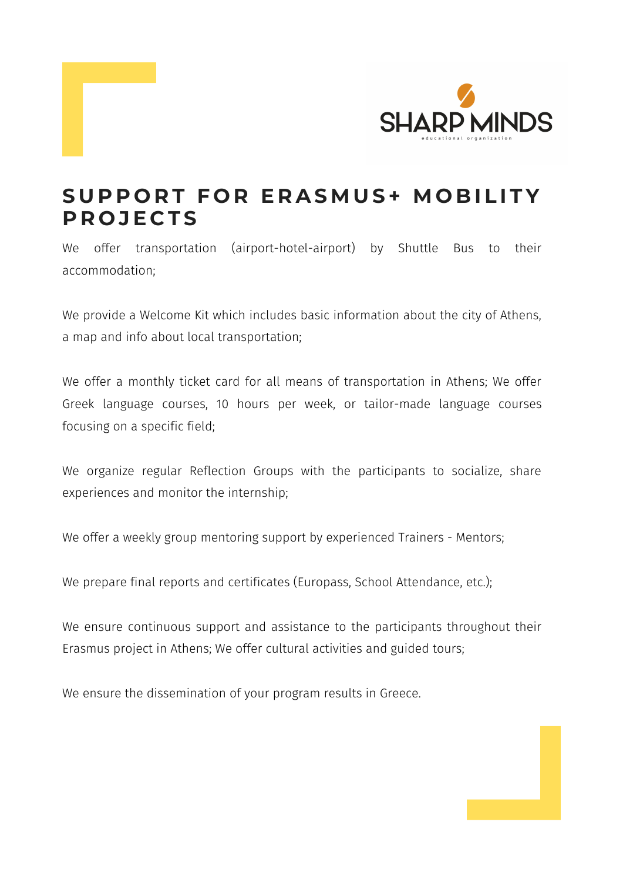SHARP MINDS

educational organization

# SUPPORT FOR ERASMUS+ MOBILITY PROJECTS

We offer transportation (airport-hotel-airport) by Shuttle Bus to their accommodation;

We provide a Welcome Kit which includes basic information about the city of Athens, a map and info about local transportation;

We offer a monthly ticket card for all means of transportation in Athens; We offer Greek language courses, 10 hours per week, or tailor-made language courses focusing on a specific field;

We organize regular Reflection Groups with the participants to socialize, share experiences and monitor the internship;

We offer a weekly group mentoring support by experienced Trainers - Mentors;

We prepare final reports and certificates (Europass, School Attendance, etc.);

We ensure continuous support and assistance to the participants throughout their Erasmus project in Athens; We offer cultural activities and guided tours;

We ensure the dissemination of your program results in Greece.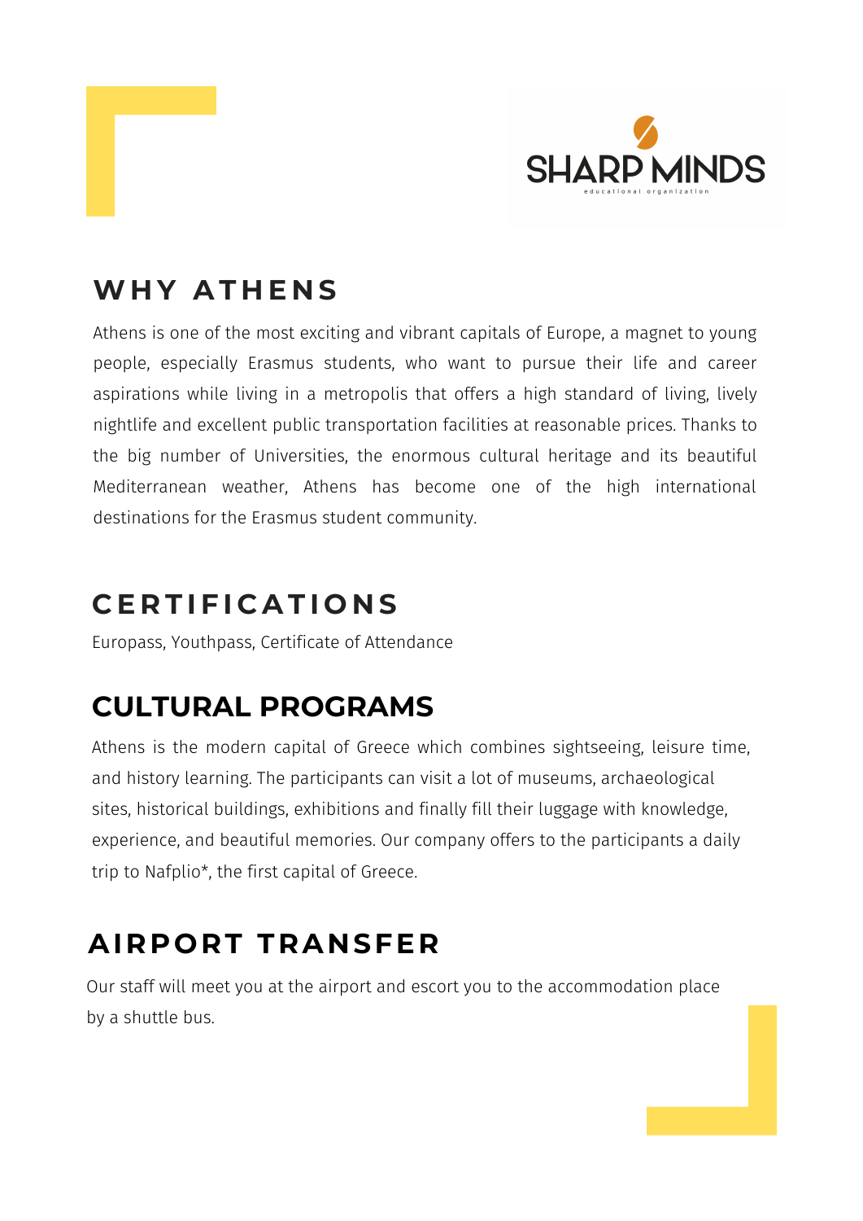SHARP MINDS

educational organization

## WHY ATHENS

Athens is one of the most exciting and vibrant capitals of Europe, a magnet to young people, especially Erasmus students, who want to pursue their life and career aspirations while living in a metropolis that offers a high standard of living, lively nightlife and excellent public transportation facilities at reasonable prices. Thanks to the big number of Universities, the enormous cultural heritage and its beautiful Mediterranean weather, Athens has become one of the high international destinations for the Erasmus student community.

## CERTIFICATIONS

Europass, Youthpass, Certificate of Attendance

## CULTURAL PROGRAMS

Athens is the modern capital of Greece which combines sightseeing, leisure time, and history learning. The participants can visit a lot of museums, archaeological sites, historical buildings, exhibitions and finally fill their luggage with knowledge, experience, and beautiful memories. Our company offers to the participants a daily trip to Nafplio*, the first capital of Greece.

## AIRPORT TRANSFER

Our staff will meet you at the airport and escort you to the accommodation place by a shuttle bus.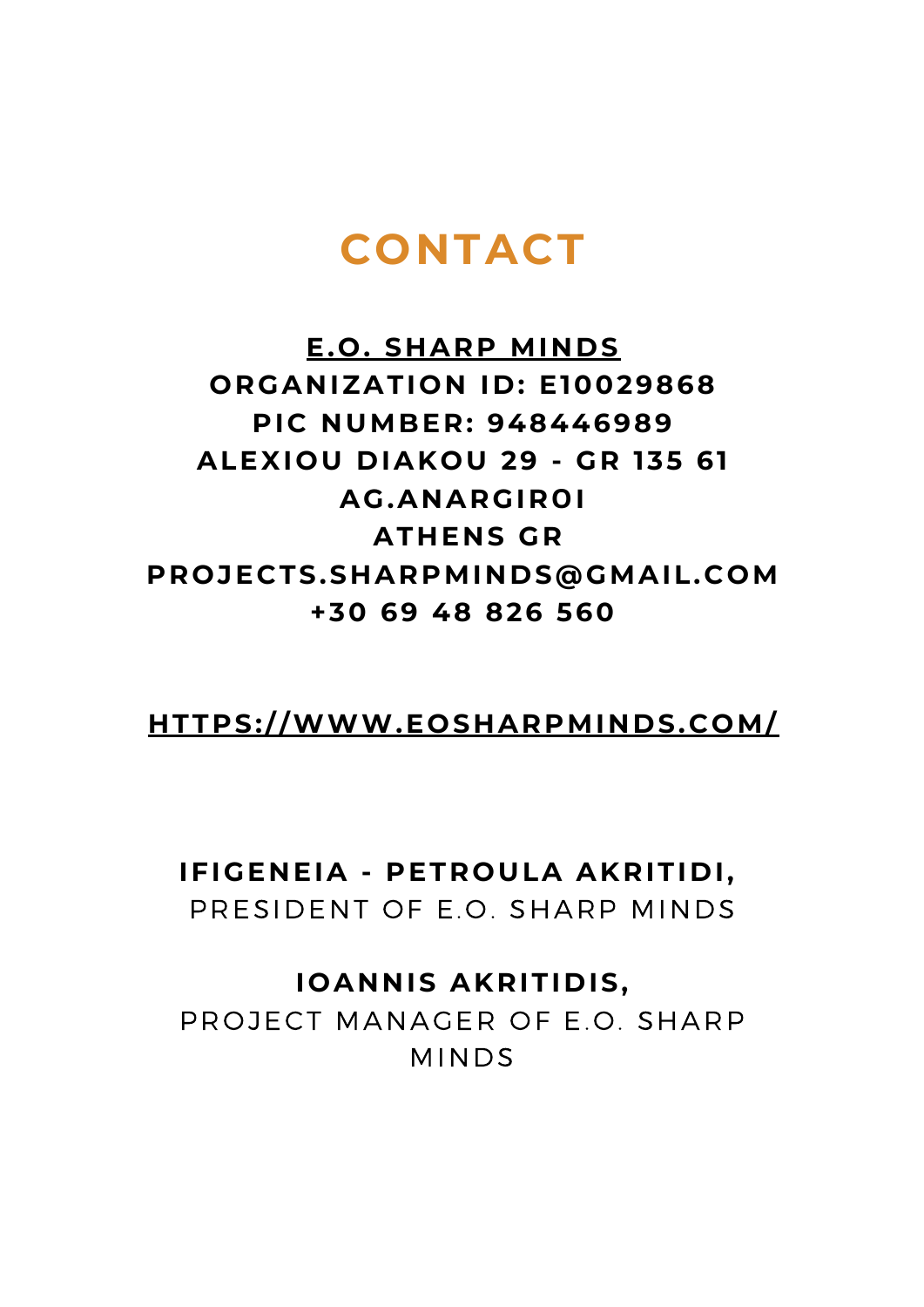# CONTACT

**E.O. SHARP MINDS**
**ORGANIZATION ID: E10029868**
**PIC NUMBER: 948446989**
**ALEXIOU DIAKOU 29 - GR 135 61**
**AG.ANARGIR0I**
**ATHENS GR**
**PROJECTS.SHARPMINDS@GMAIL.COM**
**+30 69 48 826 560**

**HTTPS://WWW.EOSHARPMINDS.COM/**

**IFIGENEIA - PETROULA AKRITIDI,**
PRESIDENT OF E.O. SHARP MINDS

**IOANNIS AKRITIDIS,**
PROJECT MANAGER OF E.O. SHARP MINDS